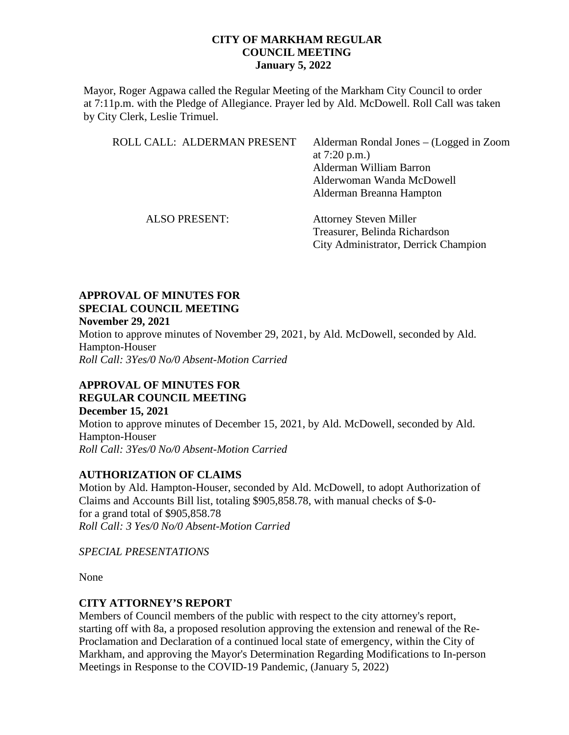# CITY OF MARKHAM REGULAR COUNCIL MEETING
# January 5, 2022

Mayor, Roger Agpawa called the Regular Meeting of the Markham City Council to order at 7:11p.m. with the Pledge of Allegiance. Prayer led by Ald. McDowell. Roll Call was taken by City Clerk, Leslie Trimuel.

| | |
|---|---|
| ROLL CALL: ALDERMAN PRESENT | Alderman Rondal Jones – (Logged in Zoom at 7:20 p.m.)<br>Alderman William Barron<br>Alderwoman Wanda McDowell<br>Alderman Breanna Hampton |
| ALSO PRESENT: | Attorney Steven Miller<br>Treasurer, Belinda Richardson<br>City Administrator, Derrick Champion |

**APPROVAL OF MINUTES FOR SPECIAL COUNCIL MEETING**
**November 29, 2021**

Motion to approve minutes of November 29, 2021, by Ald. McDowell, seconded by Ald. Hampton-Houser
*Roll Call: 3Yes/0 No/0 Absent-Motion Carried*

**APPROVAL OF MINUTES FOR REGULAR COUNCIL MEETING**
**December 15, 2021**

Motion to approve minutes of December 15, 2021, by Ald. McDowell, seconded by Ald. Hampton-Houser
*Roll Call: 3Yes/0 No/0 Absent-Motion Carried*

**AUTHORIZATION OF CLAIMS**

Motion by Ald. Hampton-Houser, seconded by Ald. McDowell, to adopt Authorization of Claims and Accounts Bill list, totaling $905,858.78, with manual checks of $-0- for a grand total of $905,858.78
*Roll Call: 3 Yes/0 No/0 Absent-Motion Carried*

*SPECIAL PRESENTATIONS*

None

**CITY ATTORNEY'S REPORT**

Members of Council members of the public with respect to the city attorney's report, starting off with 8a, a proposed resolution approving the extension and renewal of the Re-Proclamation and Declaration of a continued local state of emergency, within the City of Markham, and approving the Mayor's Determination Regarding Modifications to In-person Meetings in Response to the COVID-19 Pandemic, (January 5, 2022)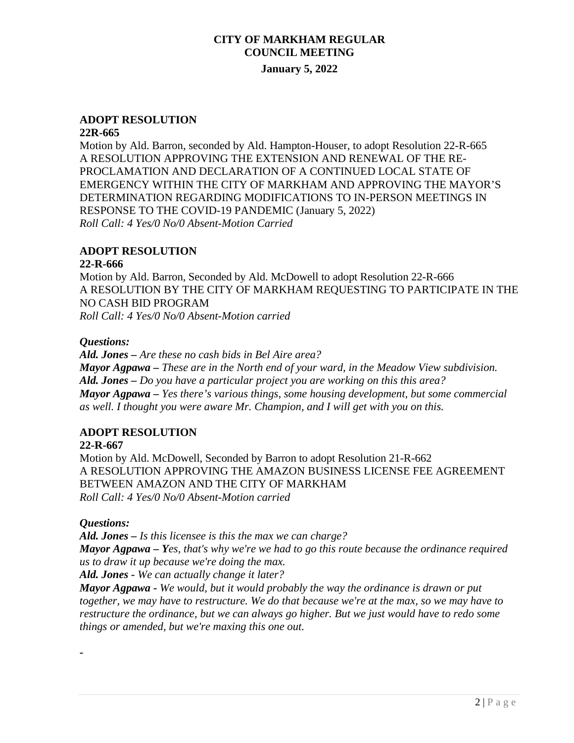# CITY OF MARKHAM REGULAR COUNCIL MEETING

**January 5, 2022**

## ADOPT RESOLUTION

**22R-665**

Motion by Ald. Barron, seconded by Ald. Hampton-Houser, to adopt Resolution 22-R-665 A RESOLUTION APPROVING THE EXTENSION AND RENEWAL OF THE RE-PROCLAMATION AND DECLARATION OF A CONTINUED LOCAL STATE OF EMERGENCY WITHIN THE CITY OF MARKHAM AND APPROVING THE MAYOR'S DETERMINATION REGARDING MODIFICATIONS TO IN-PERSON MEETINGS IN RESPONSE TO THE COVID-19 PANDEMIC (January 5, 2022)
*Roll Call: 4 Yes/0 No/0 Absent-Motion Carried*

## ADOPT RESOLUTION

**22-R-666**

Motion by Ald. Barron, Seconded by Ald. McDowell to adopt Resolution 22-R-666 A RESOLUTION BY THE CITY OF MARKHAM REQUESTING TO PARTICIPATE IN THE NO CASH BID PROGRAM
*Roll Call: 4 Yes/0 No/0 Absent-Motion carried*

***Questions:***

***Ald. Jones –*** *Are these no cash bids in Bel Aire area?*
***Mayor Agpawa –*** *These are in the North end of your ward, in the Meadow View subdivision.*
***Ald. Jones –*** *Do you have a particular project you are working on this this area?*
***Mayor Agpawa –*** *Yes there's various things, some housing development, but some commercial as well. I thought you were aware Mr. Champion, and I will get with you on this.*

## ADOPT RESOLUTION

**22-R-667**

Motion by Ald. McDowell, Seconded by Barron to adopt Resolution 21-R-662 A RESOLUTION APPROVING THE AMAZON BUSINESS LICENSE FEE AGREEMENT BETWEEN AMAZON AND THE CITY OF MARKHAM
*Roll Call: 4 Yes/0 No/0 Absent-Motion carried*

***Questions:***

***Ald. Jones –*** *Is this licensee is this the max we can charge?*
***Mayor Agpawa – Y****es, that's why we're we had to go this route because the ordinance required us to draw it up because we're doing the max.*
***Ald. Jones -*** *We can actually change it later?*
***Mayor Agpawa -*** *We would, but it would probably the way the ordinance is drawn or put together, we may have to restructure. We do that because we're at the max, so we may have to restructure the ordinance, but we can always go higher. But we just would have to redo some things or amended, but we're maxing this one out.*

-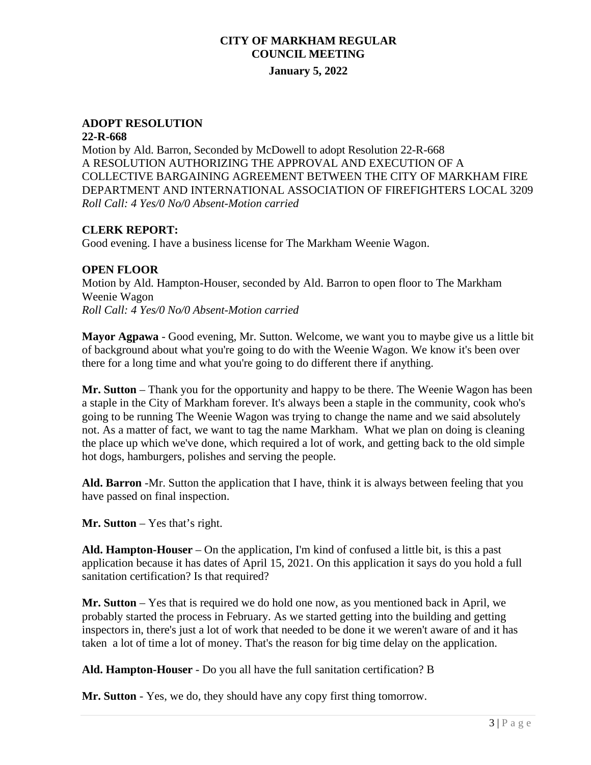**ADOPT RESOLUTION**
**22-R-668**
Motion by Ald. Barron, Seconded by McDowell to adopt Resolution 22-R-668
A RESOLUTION AUTHORIZING THE APPROVAL AND EXECUTION OF A COLLECTIVE BARGAINING AGREEMENT BETWEEN THE CITY OF MARKHAM FIRE DEPARTMENT AND INTERNATIONAL ASSOCIATION OF FIREFIGHTERS LOCAL 3209
*Roll Call: 4 Yes/0 No/0 Absent-Motion carried*

**CLERK REPORT:**
Good evening. I have a business license for The Markham Weenie Wagon.

**OPEN FLOOR**
Motion by Ald. Hampton-Houser, seconded by Ald. Barron to open floor to The Markham Weenie Wagon
*Roll Call: 4 Yes/0 No/0 Absent-Motion carried*

**Mayor Agpawa** - Good evening, Mr. Sutton. Welcome, we want you to maybe give us a little bit of background about what you're going to do with the Weenie Wagon. We know it's been over there for a long time and what you're going to do different there if anything.

**Mr. Sutton** – Thank you for the opportunity and happy to be there. The Weenie Wagon has been a staple in the City of Markham forever. It's always been a staple in the community, cook who's going to be running The Weenie Wagon was trying to change the name and we said absolutely not. As a matter of fact, we want to tag the name Markham. What we plan on doing is cleaning the place up which we've done, which required a lot of work, and getting back to the old simple hot dogs, hamburgers, polishes and serving the people.

**Ald. Barron** -Mr. Sutton the application that I have, think it is always between feeling that you have passed on final inspection.

**Mr. Sutton** – Yes that's right.

**Ald. Hampton-Houser** – On the application, I'm kind of confused a little bit, is this a past application because it has dates of April 15, 2021. On this application it says do you hold a full sanitation certification? Is that required?

**Mr. Sutton** – Yes that is required we do hold one now, as you mentioned back in April, we probably started the process in February. As we started getting into the building and getting inspectors in, there's just a lot of work that needed to be done it we weren't aware of and it has taken a lot of time a lot of money. That's the reason for big time delay on the application.

**Ald. Hampton-Houser** - Do you all have the full sanitation certification? B

**Mr. Sutton** - Yes, we do, they should have any copy first thing tomorrow.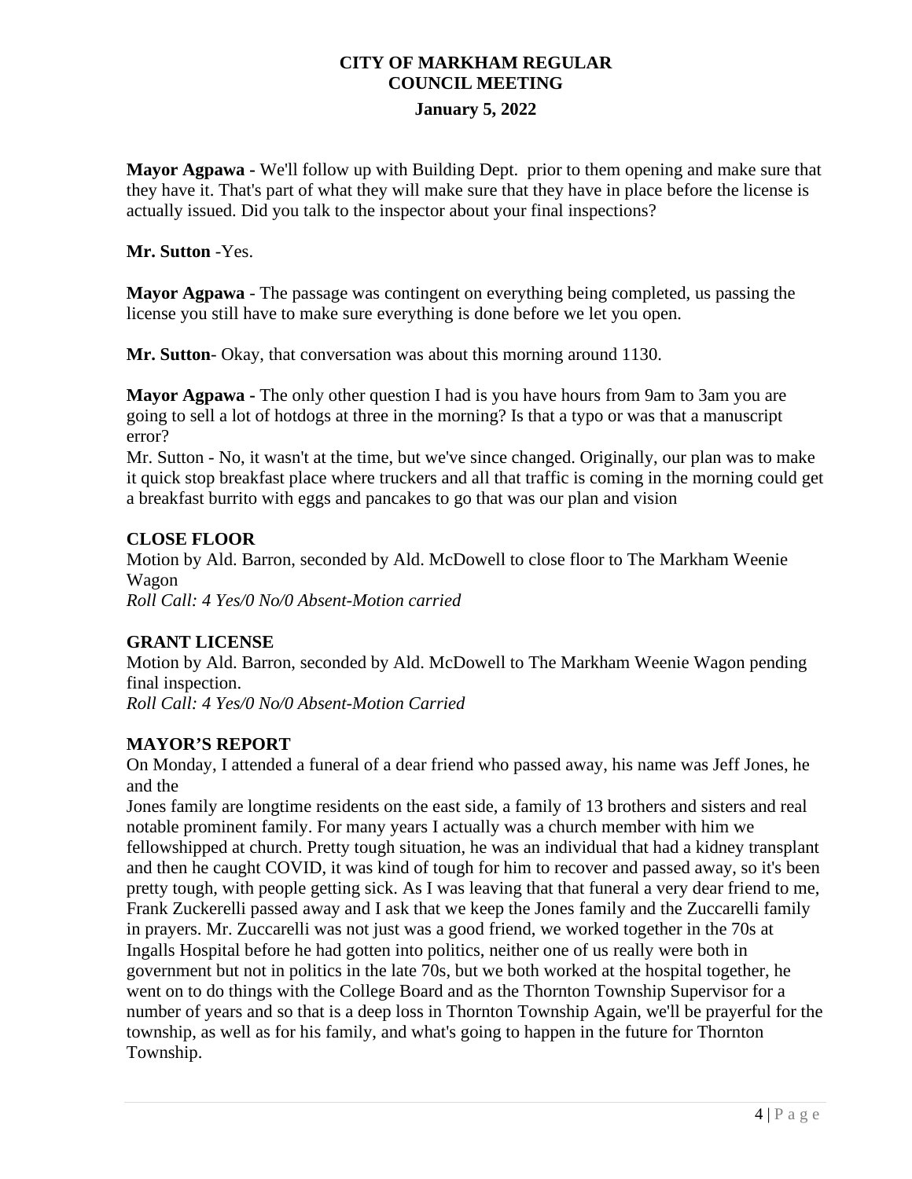**Mayor Agpawa -** We'll follow up with Building Dept. prior to them opening and make sure that they have it. That's part of what they will make sure that they have in place before the license is actually issued. Did you talk to the inspector about your final inspections?

**Mr. Sutton** -Yes.

**Mayor Agpawa** - The passage was contingent on everything being completed, us passing the license you still have to make sure everything is done before we let you open.

**Mr. Sutton**- Okay, that conversation was about this morning around 1130.

**Mayor Agpawa -** The only other question I had is you have hours from 9am to 3am you are going to sell a lot of hotdogs at three in the morning? Is that a typo or was that a manuscript error?
Mr. Sutton - No, it wasn't at the time, but we've since changed. Originally, our plan was to make it quick stop breakfast place where truckers and all that traffic is coming in the morning could get a breakfast burrito with eggs and pancakes to go that was our plan and vision

**CLOSE FLOOR**
Motion by Ald. Barron, seconded by Ald. McDowell to close floor to The Markham Weenie Wagon
*Roll Call: 4 Yes/0 No/0 Absent-Motion carried*

**GRANT LICENSE**
Motion by Ald. Barron, seconded by Ald. McDowell to The Markham Weenie Wagon pending final inspection.
*Roll Call: 4 Yes/0 No/0 Absent-Motion Carried*

**MAYOR'S REPORT**
On Monday, I attended a funeral of a dear friend who passed away, his name was Jeff Jones, he and the
Jones family are longtime residents on the east side, a family of 13 brothers and sisters and real notable prominent family. For many years I actually was a church member with him we fellowshipped at church. Pretty tough situation, he was an individual that had a kidney transplant and then he caught COVID, it was kind of tough for him to recover and passed away, so it's been pretty tough, with people getting sick. As I was leaving that that funeral a very dear friend to me, Frank Zuckerelli passed away and I ask that we keep the Jones family and the Zuccarelli family in prayers. Mr. Zuccarelli was not just was a good friend, we worked together in the 70s at Ingalls Hospital before he had gotten into politics, neither one of us really were both in government but not in politics in the late 70s, but we both worked at the hospital together, he went on to do things with the College Board and as the Thornton Township Supervisor for a number of years and so that is a deep loss in Thornton Township Again, we'll be prayerful for the township, as well as for his family, and what's going to happen in the future for Thornton Township.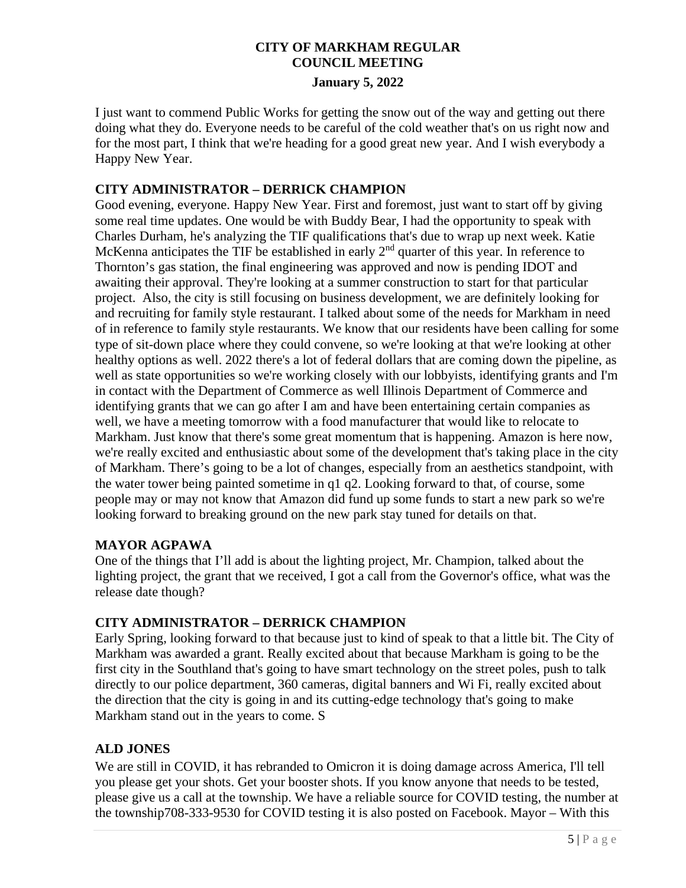I just want to commend Public Works for getting the snow out of the way and getting out there doing what they do. Everyone needs to be careful of the cold weather that's on us right now and for the most part, I think that we're heading for a good great new year. And I wish everybody a Happy New Year.

**CITY ADMINISTRATOR – DERRICK CHAMPION**

Good evening, everyone. Happy New Year. First and foremost, just want to start off by giving some real time updates. One would be with Buddy Bear, I had the opportunity to speak with Charles Durham, he's analyzing the TIF qualifications that's due to wrap up next week. Katie McKenna anticipates the TIF be established in early 2nd quarter of this year. In reference to Thornton's gas station, the final engineering was approved and now is pending IDOT and awaiting their approval. They're looking at a summer construction to start for that particular project. Also, the city is still focusing on business development, we are definitely looking for and recruiting for family style restaurant. I talked about some of the needs for Markham in need of in reference to family style restaurants. We know that our residents have been calling for some type of sit-down place where they could convene, so we're looking at that we're looking at other healthy options as well. 2022 there's a lot of federal dollars that are coming down the pipeline, as well as state opportunities so we're working closely with our lobbyists, identifying grants and I'm in contact with the Department of Commerce as well Illinois Department of Commerce and identifying grants that we can go after I am and have been entertaining certain companies as well, we have a meeting tomorrow with a food manufacturer that would like to relocate to Markham. Just know that there's some great momentum that is happening. Amazon is here now, we're really excited and enthusiastic about some of the development that's taking place in the city of Markham. There's going to be a lot of changes, especially from an aesthetics standpoint, with the water tower being painted sometime in q1 q2. Looking forward to that, of course, some people may or may not know that Amazon did fund up some funds to start a new park so we're looking forward to breaking ground on the new park stay tuned for details on that.

**MAYOR AGPAWA**

One of the things that I'll add is about the lighting project, Mr. Champion, talked about the lighting project, the grant that we received, I got a call from the Governor's office, what was the release date though?

**CITY ADMINISTRATOR – DERRICK CHAMPION**

Early Spring, looking forward to that because just to kind of speak to that a little bit. The City of Markham was awarded a grant. Really excited about that because Markham is going to be the first city in the Southland that's going to have smart technology on the street poles, push to talk directly to our police department, 360 cameras, digital banners and Wi Fi, really excited about the direction that the city is going in and its cutting-edge technology that's going to make Markham stand out in the years to come. S

**ALD JONES**

We are still in COVID, it has rebranded to Omicron it is doing damage across America, I'll tell you please get your shots. Get your booster shots. If you know anyone that needs to be tested, please give us a call at the township. We have a reliable source for COVID testing, the number at the township708-333-9530 for COVID testing it is also posted on Facebook. Mayor – With this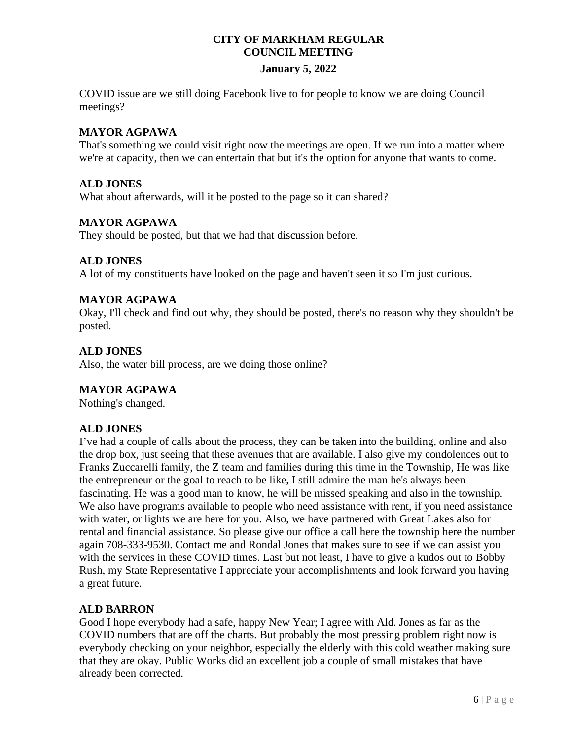COVID issue are we still doing Facebook live to for people to know we are doing Council meetings?

**MAYOR AGPAWA**
That's something we could visit right now the meetings are open. If we run into a matter where we're at capacity, then we can entertain that but it's the option for anyone that wants to come.

**ALD JONES**
What about afterwards, will it be posted to the page so it can shared?

**MAYOR AGPAWA**
They should be posted, but that we had that discussion before.

**ALD JONES**
A lot of my constituents have looked on the page and haven't seen it so I'm just curious.

**MAYOR AGPAWA**
Okay, I'll check and find out why, they should be posted, there's no reason why they shouldn't be posted.

**ALD JONES**
Also, the water bill process, are we doing those online?

**MAYOR AGPAWA**
Nothing's changed.

**ALD JONES**
I've had a couple of calls about the process, they can be taken into the building, online and also the drop box, just seeing that these avenues that are available. I also give my condolences out to Franks Zuccarelli family, the Z team and families during this time in the Township, He was like the entrepreneur or the goal to reach to be like, I still admire the man he's always been fascinating. He was a good man to know, he will be missed speaking and also in the township. We also have programs available to people who need assistance with rent, if you need assistance with water, or lights we are here for you. Also, we have partnered with Great Lakes also for rental and financial assistance. So please give our office a call here the township here the number again 708-333-9530. Contact me and Rondal Jones that makes sure to see if we can assist you with the services in these COVID times. Last but not least, I have to give a kudos out to Bobby Rush, my State Representative I appreciate your accomplishments and look forward you having a great future.

**ALD BARRON**
Good I hope everybody had a safe, happy New Year; I agree with Ald. Jones as far as the COVID numbers that are off the charts. But probably the most pressing problem right now is everybody checking on your neighbor, especially the elderly with this cold weather making sure that they are okay. Public Works did an excellent job a couple of small mistakes that have already been corrected.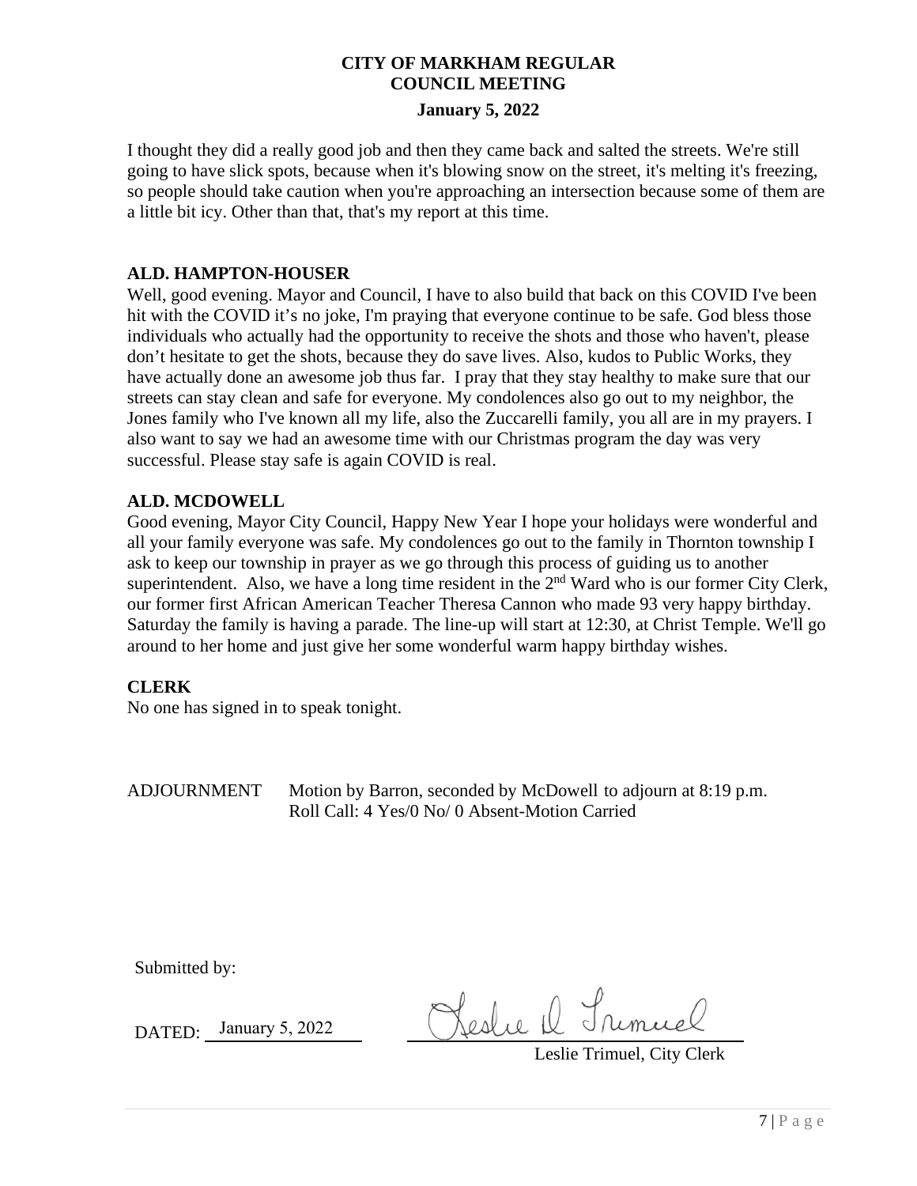I thought they did a really good job and then they came back and salted the streets. We're still going to have slick spots, because when it's blowing snow on the street, it's melting it's freezing, so people should take caution when you're approaching an intersection because some of them are a little bit icy. Other than that, that's my report at this time.

**ALD. HAMPTON-HOUSER**

Well, good evening. Mayor and Council, I have to also build that back on this COVID I've been hit with the COVID it's no joke, I'm praying that everyone continue to be safe. God bless those individuals who actually had the opportunity to receive the shots and those who haven't, please don't hesitate to get the shots, because they do save lives. Also, kudos to Public Works, they have actually done an awesome job thus far. I pray that they stay healthy to make sure that our streets can stay clean and safe for everyone. My condolences also go out to my neighbor, the Jones family who I've known all my life, also the Zuccarelli family, you all are in my prayers. I also want to say we had an awesome time with our Christmas program the day was very successful. Please stay safe is again COVID is real.

**ALD. MCDOWELL**

Good evening, Mayor City Council, Happy New Year I hope your holidays were wonderful and all your family everyone was safe. My condolences go out to the family in Thornton township I ask to keep our township in prayer as we go through this process of guiding us to another superintendent. Also, we have a long time resident in the 2nd Ward who is our former City Clerk, our former first African American Teacher Theresa Cannon who made 93 very happy birthday. Saturday the family is having a parade. The line-up will start at 12:30, at Christ Temple. We'll go around to her home and just give her some wonderful warm happy birthday wishes.

**CLERK**

No one has signed in to speak tonight.

ADJOURNMENT Motion by Barron, seconded by McDowell to adjourn at 8:19 p.m.
Roll Call: 4 Yes/0 No/ 0 Absent-Motion Carried

Submitted by:

DATED: January 5, 2022

Leslie Trimuel, City Clerk